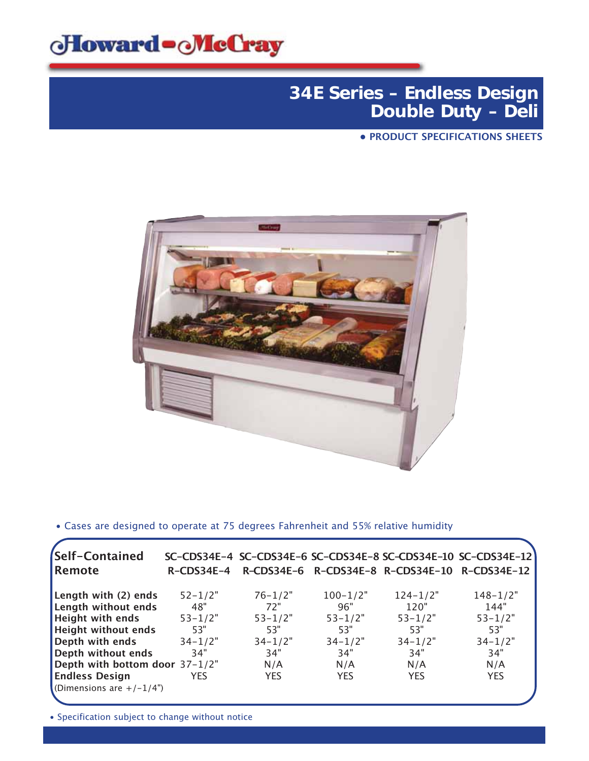# Howard-McCray

## 34E Series - Endless Design Double Duty - Deli

• PRODUCT SPECIFICATIONS SHEETS

• Cases are designed to operate at 75 degrees Fahrenheit and 55% relative humidity

| **Self-Contained** | SC-CDS34E-4 | SC-CDS34E-6 | SC-CDS34E-8 | SC-CDS34E-10 | SC-CDS34E-12 |
|---|---|---|---|---|---|
| **Remote** | R-CDS34E-4 | R-CDS34E-6 | R-CDS34E-8 | R-CDS34E-10 | R-CDS34E-12 |
| **Length with (2) ends** | 52-1/2" | 76-1/2" | 100-1/2" | 124-1/2" | 148-1/2" |
| **Length without ends** | 48" | 72" | 96" | 120" | 144" |
| **Height with ends** | 53-1/2" | 53-1/2" | 53-1/2" | 53-1/2" | 53-1/2" |
| **Height without ends** | 53" | 53" | 53" | 53" | 53" |
| **Depth with ends** | 34-1/2" | 34-1/2" | 34-1/2" | 34-1/2" | 34-1/2" |
| **Depth without ends** | 34" | 34" | 34" | 34" | 34" |
| **Depth with bottom door** | 37-1/2" | N/A | N/A | N/A | N/A |
| **Endless Design** | YES | YES | YES | YES | YES |

(Dimensions are +/-1/4")

• Specification subject to change without notice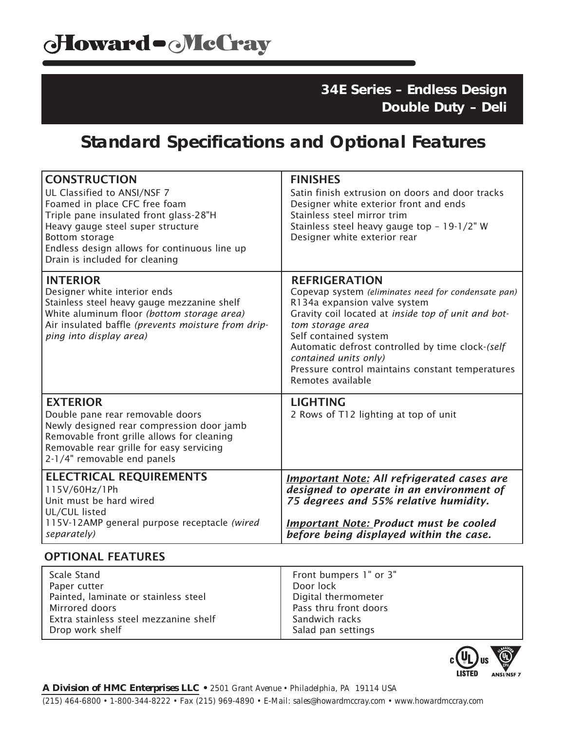# Howard-McCray

**34E Series – Endless Design**
**Double Duty – Deli**

## Standard Specifications and Optional Features

| CONSTRUCTION | FINISHES |
|---|---|
| UL Classified to ANSI/NSF 7<br>Foamed in place CFC free foam<br>Triple pane insulated front glass-28"H<br>Heavy gauge steel super structure<br>Bottom storage<br>Endless design allows for continuous line up<br>Drain is included for cleaning | Satin finish extrusion on doors and door tracks<br>Designer white exterior front and ends<br>Stainless steel mirror trim<br>Stainless steel heavy gauge top – 19-1/2" W<br>Designer white exterior rear |
| **INTERIOR** | **REFRIGERATION** |
| Designer white interior ends<br>Stainless steel heavy gauge mezzanine shelf<br>White aluminum floor *(bottom storage area)*<br>Air insulated baffle *(prevents moisture from dripping into display area)* | Copevap system *(eliminates need for condensate pan)*<br>R134a expansion valve system<br>Gravity coil located at *inside top of unit and bottom storage area*<br>Self contained system<br>Automatic defrost controlled by time clock-*(self contained units only)*<br>Pressure control maintains constant temperatures<br>Remotes available |
| **EXTERIOR** | **LIGHTING** |
| Double pane rear removable doors<br>Newly designed rear compression door jamb<br>Removable front grille allows for cleaning<br>Removable rear grille for easy servicing<br>2-1/4" removable end panels | 2 Rows of T12 lighting at top of unit |
| **ELECTRICAL REQUIREMENTS** | |
| 115V/60Hz/1Ph<br>Unit must be hard wired<br>UL/CUL listed<br>115V-12AMP general purpose receptacle *(wired separately)* | ***Important Note:*** ***All refrigerated cases are designed to operate in an environment of 75 degrees and 55% relative humidity.***<br><br>***Important Note:*** ***Product must be cooled before being displayed within the case.*** |

### OPTIONAL FEATURES

| | |
|---|---|
| Scale Stand<br>Paper cutter<br>Painted, laminate or stainless steel<br>Mirrored doors<br>Extra stainless steel mezzanine shelf<br>Drop work shelf | Front bumpers 1" or 3"<br>Door lock<br>Digital thermometer<br>Pass thru front doors<br>Sandwich racks<br>Salad pan settings |

c UL us LISTED — CLASSIFIED UL EPH ANSI/NSF 7

**A Division of HMC Enterprises LLC** • 2501 Grant Avenue • Philadelphia, PA 19114 USA
(215) 464-6800 • 1-800-344-8222 • Fax (215) 969-4890 • E-Mail: sales@howardmccray.com • www.howardmccray.com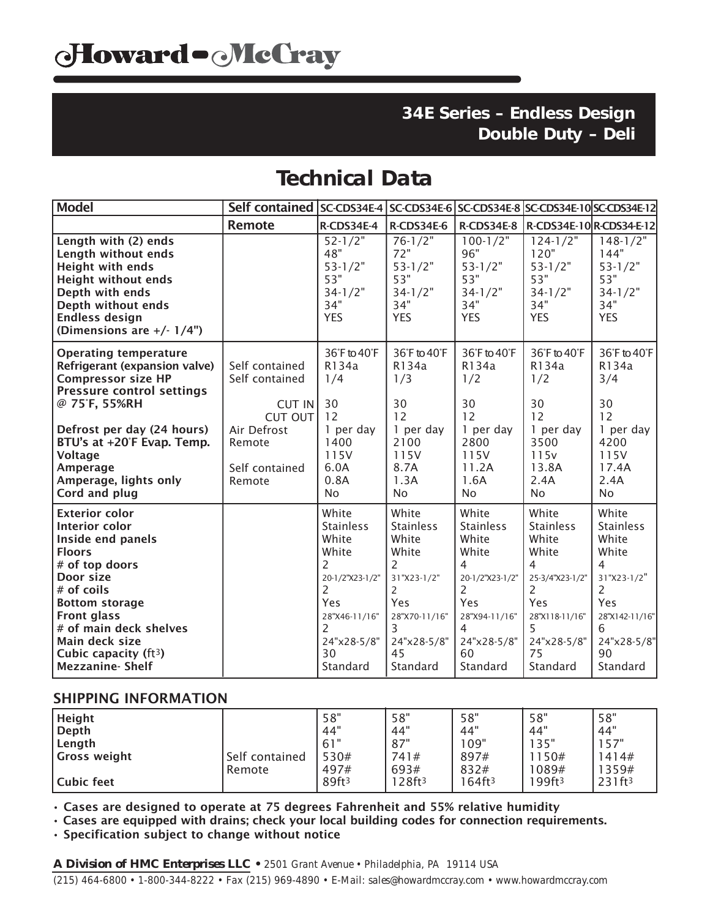# Howard-McCray

## 34E Series – Endless Design
## Double Duty – Deli

# Technical Data

| Model | Self contained | SC-CDS34E-4 | SC-CDS34E-6 | SC-CDS34E-8 | SC-CDS34E-10 | SC-CDS34E-12 |
|---|---|---|---|---|---|---|
| | Remote | R-CDS34E-4 | R-CDS34E-6 | R-CDS34E-8 | R-CDS34E-10 | R-CDS34-E-12 |
| Length with (2) ends | | 52-1/2" | 76-1/2" | 100-1/2" | 124-1/2" | 148-1/2" |
| Length without ends | | 48" | 72" | 96" | 120" | 144" |
| Height with ends | | 53-1/2" | 53-1/2" | 53-1/2" | 53-1/2" | 53-1/2" |
| Height without ends | | 53" | 53" | 53" | 53" | 53" |
| Depth with ends | | 34-1/2" | 34-1/2" | 34-1/2" | 34-1/2" | 34-1/2" |
| Depth without ends | | 34" | 34" | 34" | 34" | 34" |
| Endless design (Dimensions are +/- 1/4") | | YES | YES | YES | YES | YES |
| Operating temperature | | 36°F to 40°F | 36°F to 40°F | 36°F to 40°F | 36°F to 40°F | 36°F to 40°F |
| Refrigerant (expansion valve) | Self contained | R134a | R134a | R134a | R134a | R134a |
| Compressor size HP | Self contained | 1/4 | 1/3 | 1/2 | 1/2 | 3/4 |
| Pressure control settings @ 75°F, 55%RH | CUT IN | 30 | 30 | 30 | 30 | 30 |
| | CUT OUT | 12 | 12 | 12 | 12 | 12 |
| Defrost per day (24 hours) | Air Defrost | 1 per day | 1 per day | 1 per day | 1 per day | 1 per day |
| BTU's at +20°F Evap. Temp. | Remote | 1400 | 2100 | 2800 | 3500 | 4200 |
| Voltage | | 115V | 115V | 115V | 115v | 115V |
| Amperage | Self contained | 6.0A | 8.7A | 11.2A | 13.8A | 17.4A |
| Amperage, lights only | Remote | 0.8A | 1.3A | 1.6A | 2.4A | 2.4A |
| Cord and plug | | No | No | No | No | No |
| Exterior color | | White | White | White | White | White |
| Interior color | | Stainless | Stainless | Stainless | Stainless | Stainless |
| Inside end panels | | White | White | White | White | White |
| Floors | | White | White | White | White | White |
| # of top doors | | 2 | 2 | 4 | 4 | 4 |
| Door size | | 20-1/2"X23-1/2" | 31"X23-1/2" | 20-1/2"X23-1/2" | 25-3/4"X23-1/2" | 31"X23-1/2" |
| # of coils | | 2 | 2 | 2 | 2 | 2 |
| Bottom storage | | Yes | Yes | Yes | Yes | Yes |
| Front glass | | 28"X46-11/16" | 28"X70-11/16" | 28"X94-11/16" | 28"X118-11/16" | 28"X142-11/16" |
| # of main deck shelves | | 2 | 3 | 4 | 5 | 6 |
| Main deck size | | 24"x28-5/8" | 24"x28-5/8" | 24"x28-5/8" | 24"x28-5/8" | 24"x28-5/8" |
| Cubic capacity (ft³) | | 30 | 45 | 60 | 75 | 90 |
| Mezzanine- Shelf | | Standard | Standard | Standard | Standard | Standard |

## SHIPPING INFORMATION

| | | | | | | |
|---|---|---|---|---|---|---|
| Height | | 58" | 58" | 58" | 58" | 58" |
| Depth | | 44" | 44" | 44" | 44" | 44" |
| Length | | 61" | 87" | 109" | 135" | 157" |
| Gross weight | Self contained | 530# | 741# | 897# | 1150# | 1414# |
| | Remote | 497# | 693# | 832# | 1089# | 1359# |
| Cubic feet | | 89ft³ | 128ft³ | 164ft³ | 199ft³ | 231ft³ |

- **Cases are designed to operate at 75 degrees Fahrenheit and 55% relative humidity**
- **Cases are equipped with drains; check your local building codes for connection requirements.**
- **Specification subject to change without notice**

***A Division of HMC Enterprises LLC*** • 2501 Grant Avenue • Philadelphia, PA 19114 USA

(215) 464-6800 • 1-800-344-8222 • Fax (215) 969-4890 • E-Mail: sales@howardmccray.com • www.howardmccray.com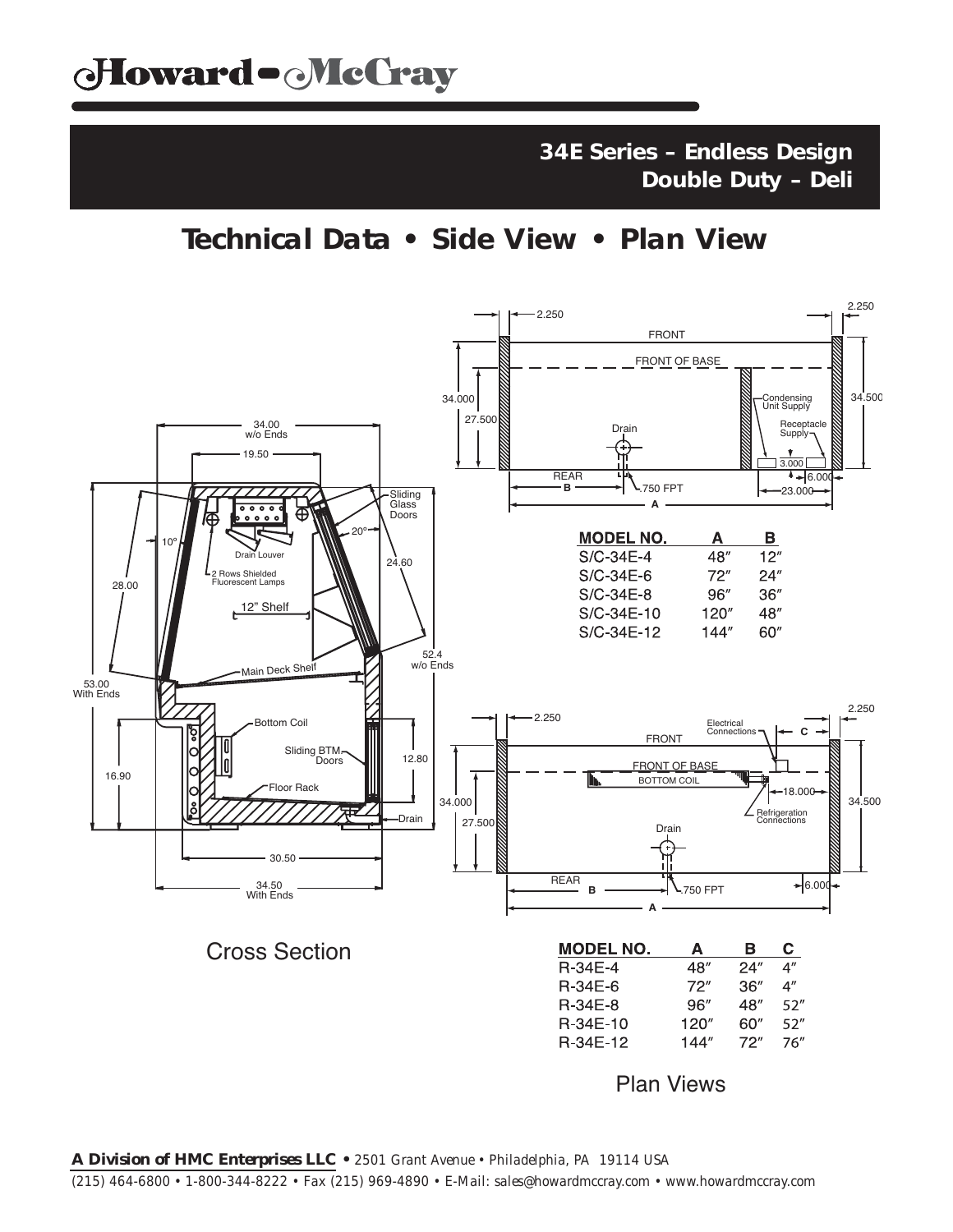# Howard-McCray

## 34E Series – Endless Design
## Double Duty – Deli

## Technical Data • Side View • Plan View

34.00
w/o Ends

19.50

Sliding Glass Doors

10°

20°

Drain Louver

2 Rows Shielded Fluorescent Lamps

24.60

28.00

12" Shelf

52.4
w/o Ends

Main Deck Shelf

53.00
With Ends

Bottom Coil

Sliding BTM Doors

12.80

16.90

Floor Rack

Drain

30.50

34.50
With Ends

Cross Section

2.250

2.250

FRONT

FRONT OF BASE

34.000

27.500

Drain

Condensing Unit Supply

Receptacle Supply

34.500

3.000

6.000

REAR

B

.750 FPT

23.000

A

| MODEL NO. | A | B |
|---|---|---|
| S/C-34E-4 | 48″ | 12″ |
| S/C-34E-6 | 72″ | 24″ |
| S/C-34E-8 | 96″ | 36″ |
| S/C-34E-10 | 120″ | 48″ |
| S/C-34E-12 | 144″ | 60″ |

2.250

2.250

Electrical Connections

C

FRONT

FRONT OF BASE

BOTTOM COIL

18.000

34.000

27.500

Refrigeration Connections

34.500

Drain

REAR

B

.750 FPT

6.000

A

| MODEL NO. | A | B | C |
|---|---|---|---|
| R-34E-4 | 48″ | 24″ | 4″ |
| R-34E-6 | 72″ | 36″ | 4″ |
| R-34E-8 | 96″ | 48″ | 52″ |
| R-34E-10 | 120″ | 60″ | 52″ |
| R-34E-12 | 144″ | 72″ | 76″ |

Plan Views

**A Division of HMC Enterprises LLC** • 2501 Grant Avenue • Philadelphia, PA 19114 USA

(215) 464-6800 • 1-800-344-8222 • Fax (215) 969-4890 • E-Mail: sales@howardmccray.com • www.howardmccray.com